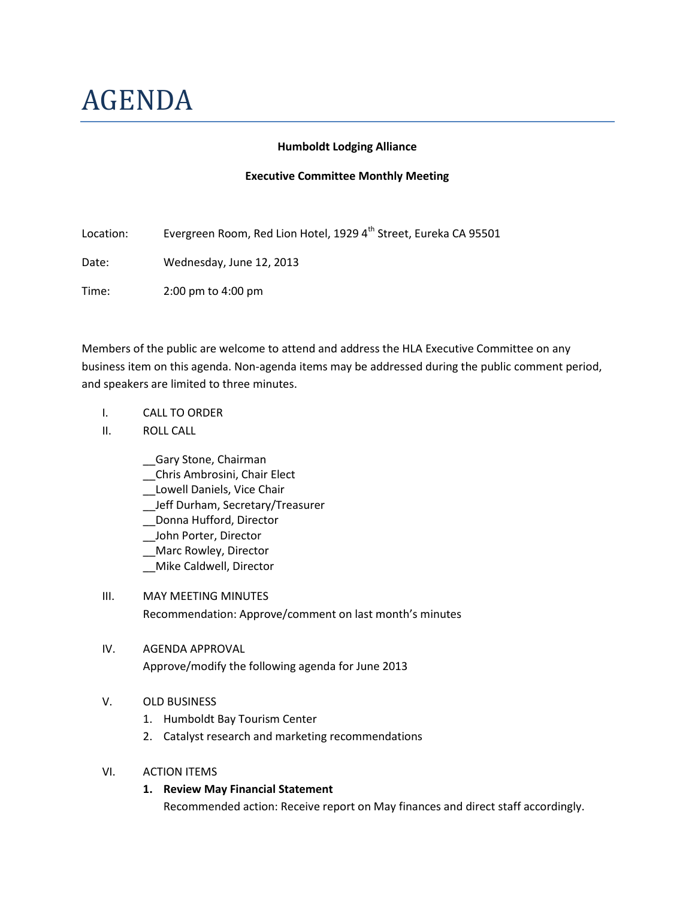# AGENDA

**Humboldt Lodging Alliance**

**Executive Committee Monthly Meeting**

Location: Evergreen Room, Red Lion Hotel, 1929 4th Street, Eureka CA 95501

Date: Wednesday, June 12, 2013

Time: 2:00 pm to 4:00 pm

Members of the public are welcome to attend and address the HLA Executive Committee on any business item on this agenda. Non-agenda items may be addressed during the public comment period, and speakers are limited to three minutes.

I. CALL TO ORDER

II. ROLL CALL

__Gary Stone, Chairman
__Chris Ambrosini, Chair Elect
__Lowell Daniels, Vice Chair
__Jeff Durham, Secretary/Treasurer
__Donna Hufford, Director
__John Porter, Director
__Marc Rowley, Director
__Mike Caldwell, Director

III. MAY MEETING MINUTES
Recommendation: Approve/comment on last month's minutes

IV. AGENDA APPROVAL
Approve/modify the following agenda for June 2013

V. OLD BUSINESS
1. Humboldt Bay Tourism Center
2. Catalyst research and marketing recommendations

VI. ACTION ITEMS
1. **Review May Financial Statement**
Recommended action: Receive report on May finances and direct staff accordingly.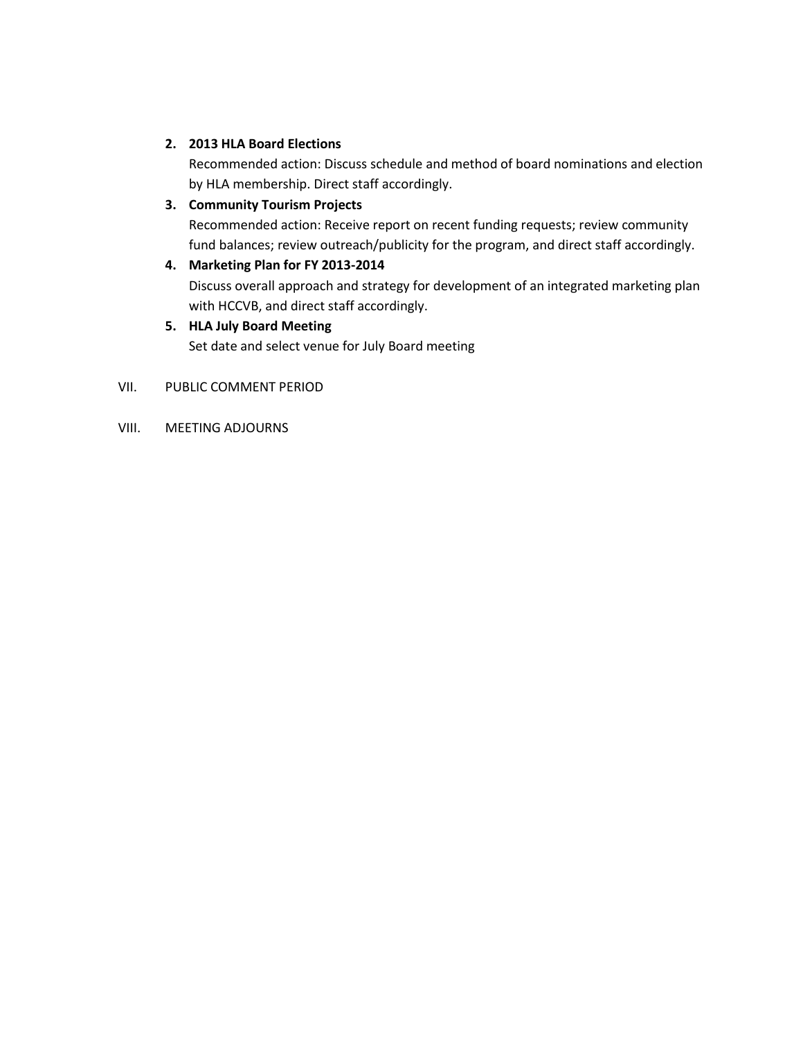2. **2013 HLA Board Elections**

   Recommended action: Discuss schedule and method of board nominations and election by HLA membership. Direct staff accordingly.

3. **Community Tourism Projects**

   Recommended action: Receive report on recent funding requests; review community fund balances; review outreach/publicity for the program, and direct staff accordingly.

4. **Marketing Plan for FY 2013-2014**

   Discuss overall approach and strategy for development of an integrated marketing plan with HCCVB, and direct staff accordingly.

5. **HLA July Board Meeting**

   Set date and select venue for July Board meeting

VII. PUBLIC COMMENT PERIOD

VIII. MEETING ADJOURNS